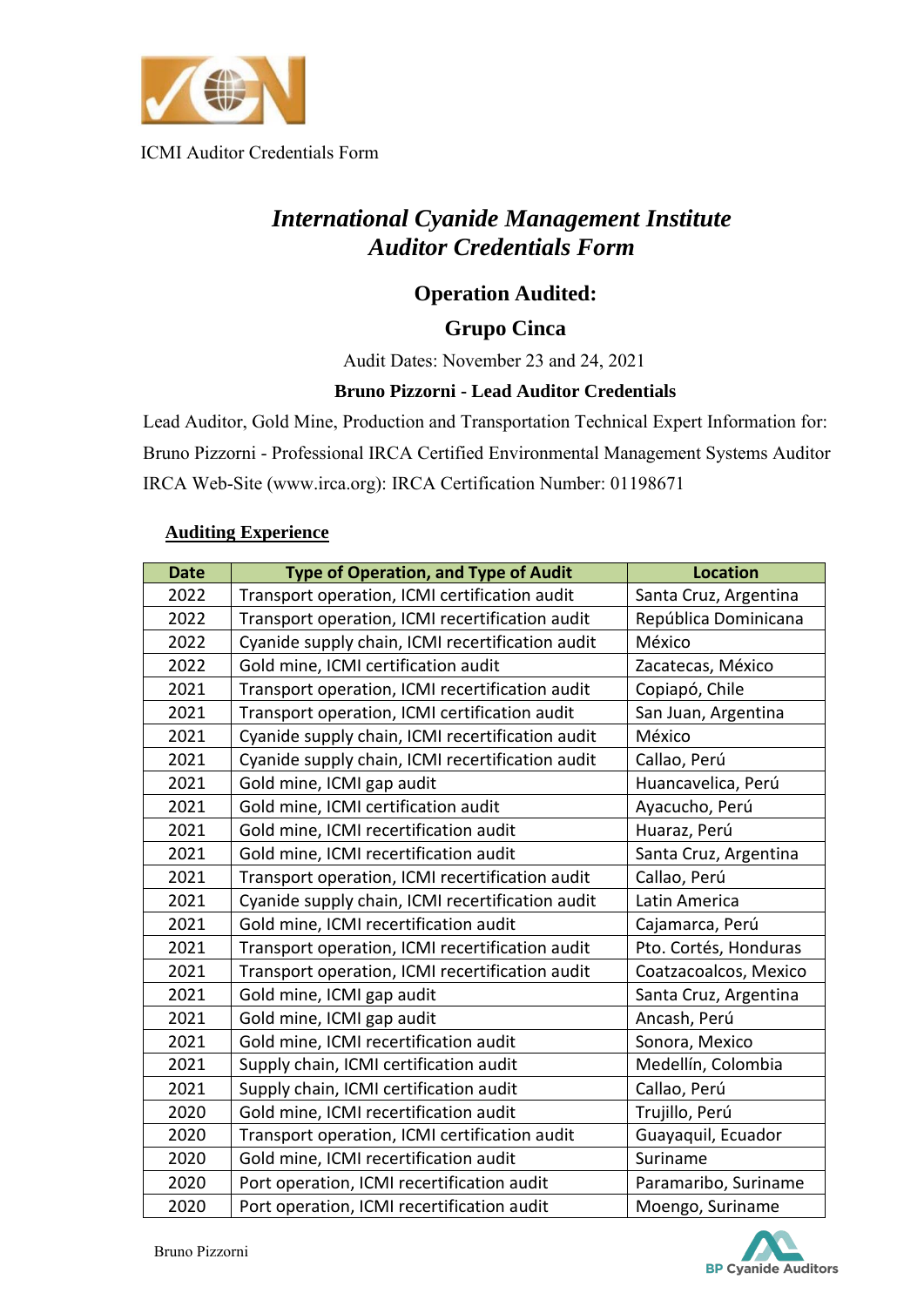ICMI Auditor Credentials Form

# *International Cyanide Management Institute Auditor Credentials Form*

## Operation Audited:

## Grupo Cinca

Audit Dates: November 23 and 24, 2021

**Bruno Pizzorni - Lead Auditor Credentials**

Lead Auditor, Gold Mine, Production and Transportation Technical Expert Information for:

Bruno Pizzorni - Professional IRCA Certified Environmental Management Systems Auditor

IRCA Web-Site (www.irca.org): IRCA Certification Number: 01198671

**Auditing Experience**

| Date | Type of Operation, and Type of Audit | Location |
|---|---|---|
| 2022 | Transport operation, ICMI certification audit | Santa Cruz, Argentina |
| 2022 | Transport operation, ICMI recertification audit | República Dominicana |
| 2022 | Cyanide supply chain, ICMI recertification audit | México |
| 2022 | Gold mine, ICMI certification audit | Zacatecas, México |
| 2021 | Transport operation, ICMI recertification audit | Copiapó, Chile |
| 2021 | Transport operation, ICMI certification audit | San Juan, Argentina |
| 2021 | Cyanide supply chain, ICMI recertification audit | México |
| 2021 | Cyanide supply chain, ICMI recertification audit | Callao, Perú |
| 2021 | Gold mine, ICMI gap audit | Huancavelica, Perú |
| 2021 | Gold mine, ICMI certification audit | Ayacucho, Perú |
| 2021 | Gold mine, ICMI recertification audit | Huaraz, Perú |
| 2021 | Gold mine, ICMI recertification audit | Santa Cruz, Argentina |
| 2021 | Transport operation, ICMI recertification audit | Callao, Perú |
| 2021 | Cyanide supply chain, ICMI recertification audit | Latin America |
| 2021 | Gold mine, ICMI recertification audit | Cajamarca, Perú |
| 2021 | Transport operation, ICMI recertification audit | Pto. Cortés, Honduras |
| 2021 | Transport operation, ICMI recertification audit | Coatzacoalcos, Mexico |
| 2021 | Gold mine, ICMI gap audit | Santa Cruz, Argentina |
| 2021 | Gold mine, ICMI gap audit | Ancash, Perú |
| 2021 | Gold mine, ICMI recertification audit | Sonora, Mexico |
| 2021 | Supply chain, ICMI certification audit | Medellín, Colombia |
| 2021 | Supply chain, ICMI certification audit | Callao, Perú |
| 2020 | Gold mine, ICMI recertification audit | Trujillo, Perú |
| 2020 | Transport operation, ICMI certification audit | Guayaquil, Ecuador |
| 2020 | Gold mine, ICMI recertification audit | Suriname |
| 2020 | Port operation, ICMI recertification audit | Paramaribo, Suriname |
| 2020 | Port operation, ICMI recertification audit | Moengo, Suriname |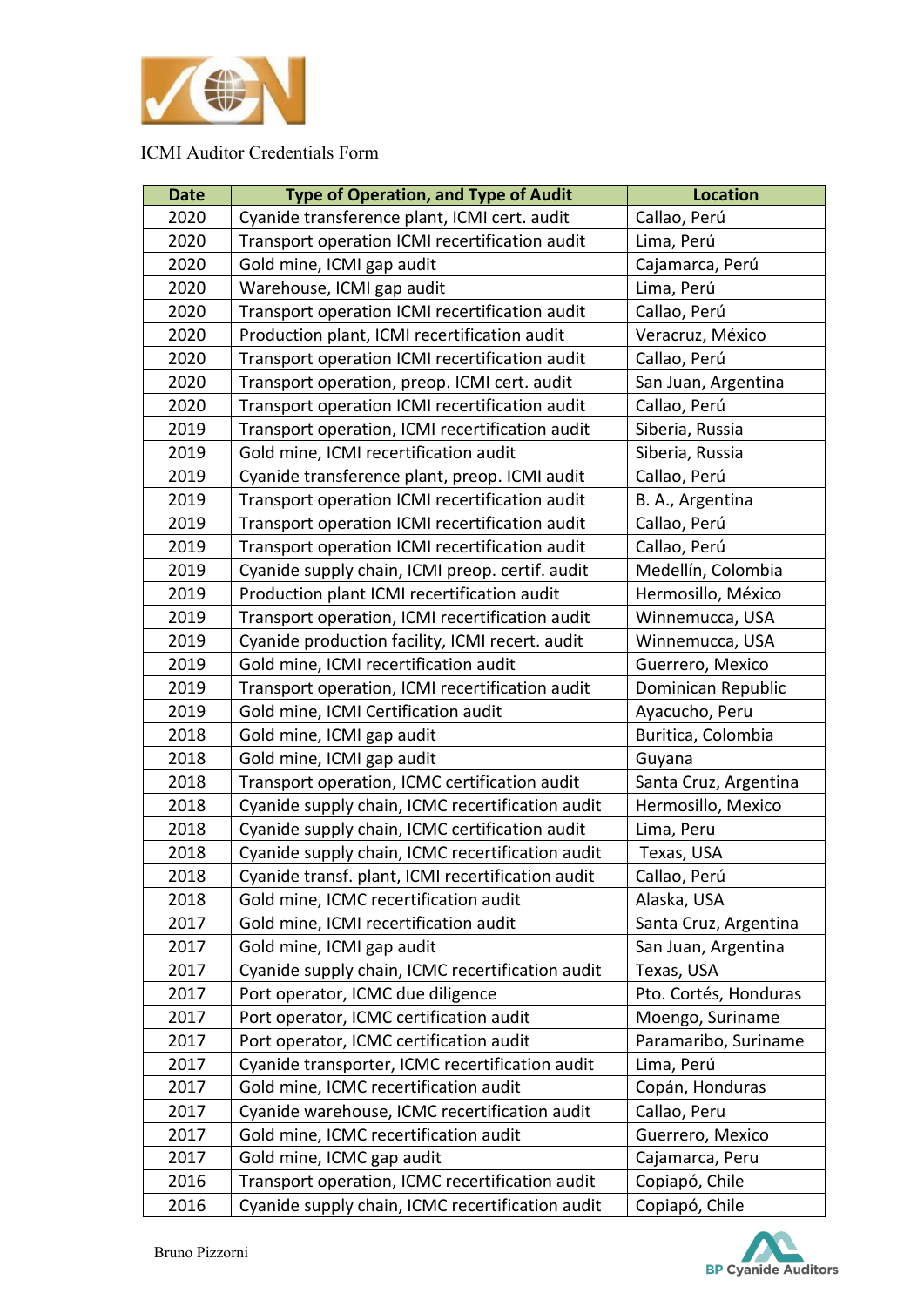ICMI Auditor Credentials Form

| Date | Type of Operation, and Type of Audit | Location |
|---|---|---|
| 2020 | Cyanide transference plant, ICMI cert. audit | Callao, Perú |
| 2020 | Transport operation ICMI recertification audit | Lima, Perú |
| 2020 | Gold mine, ICMI gap audit | Cajamarca, Perú |
| 2020 | Warehouse, ICMI gap audit | Lima, Perú |
| 2020 | Transport operation ICMI recertification audit | Callao, Perú |
| 2020 | Production plant, ICMI recertification audit | Veracruz, México |
| 2020 | Transport operation ICMI recertification audit | Callao, Perú |
| 2020 | Transport operation, preop. ICMI cert. audit | San Juan, Argentina |
| 2020 | Transport operation ICMI recertification audit | Callao, Perú |
| 2019 | Transport operation, ICMI recertification audit | Siberia, Russia |
| 2019 | Gold mine, ICMI recertification audit | Siberia, Russia |
| 2019 | Cyanide transference plant, preop. ICMI audit | Callao, Perú |
| 2019 | Transport operation ICMI recertification audit | B. A., Argentina |
| 2019 | Transport operation ICMI recertification audit | Callao, Perú |
| 2019 | Transport operation ICMI recertification audit | Callao, Perú |
| 2019 | Cyanide supply chain, ICMI preop. certif. audit | Medellín, Colombia |
| 2019 | Production plant ICMI recertification audit | Hermosillo, México |
| 2019 | Transport operation, ICMI recertification audit | Winnemucca, USA |
| 2019 | Cyanide production facility, ICMI recert. audit | Winnemucca, USA |
| 2019 | Gold mine, ICMI recertification audit | Guerrero, Mexico |
| 2019 | Transport operation, ICMI recertification audit | Dominican Republic |
| 2019 | Gold mine, ICMI Certification audit | Ayacucho, Peru |
| 2018 | Gold mine, ICMI gap audit | Buritica, Colombia |
| 2018 | Gold mine, ICMI gap audit | Guyana |
| 2018 | Transport operation, ICMC certification audit | Santa Cruz, Argentina |
| 2018 | Cyanide supply chain, ICMC recertification audit | Hermosillo, Mexico |
| 2018 | Cyanide supply chain, ICMC certification audit | Lima, Peru |
| 2018 | Cyanide supply chain, ICMC recertification audit | Texas, USA |
| 2018 | Cyanide transf. plant, ICMI recertification audit | Callao, Perú |
| 2018 | Gold mine, ICMC recertification audit | Alaska, USA |
| 2017 | Gold mine, ICMI recertification audit | Santa Cruz, Argentina |
| 2017 | Gold mine, ICMI gap audit | San Juan, Argentina |
| 2017 | Cyanide supply chain, ICMC recertification audit | Texas, USA |
| 2017 | Port operator, ICMC due diligence | Pto. Cortés, Honduras |
| 2017 | Port operator, ICMC certification audit | Moengo, Suriname |
| 2017 | Port operator, ICMC certification audit | Paramaribo, Suriname |
| 2017 | Cyanide transporter, ICMC recertification audit | Lima, Perú |
| 2017 | Gold mine, ICMC recertification audit | Copán, Honduras |
| 2017 | Cyanide warehouse, ICMC recertification audit | Callao, Peru |
| 2017 | Gold mine, ICMC recertification audit | Guerrero, Mexico |
| 2017 | Gold mine, ICMC gap audit | Cajamarca, Peru |
| 2016 | Transport operation, ICMC recertification audit | Copiapó, Chile |
| 2016 | Cyanide supply chain, ICMC recertification audit | Copiapó, Chile |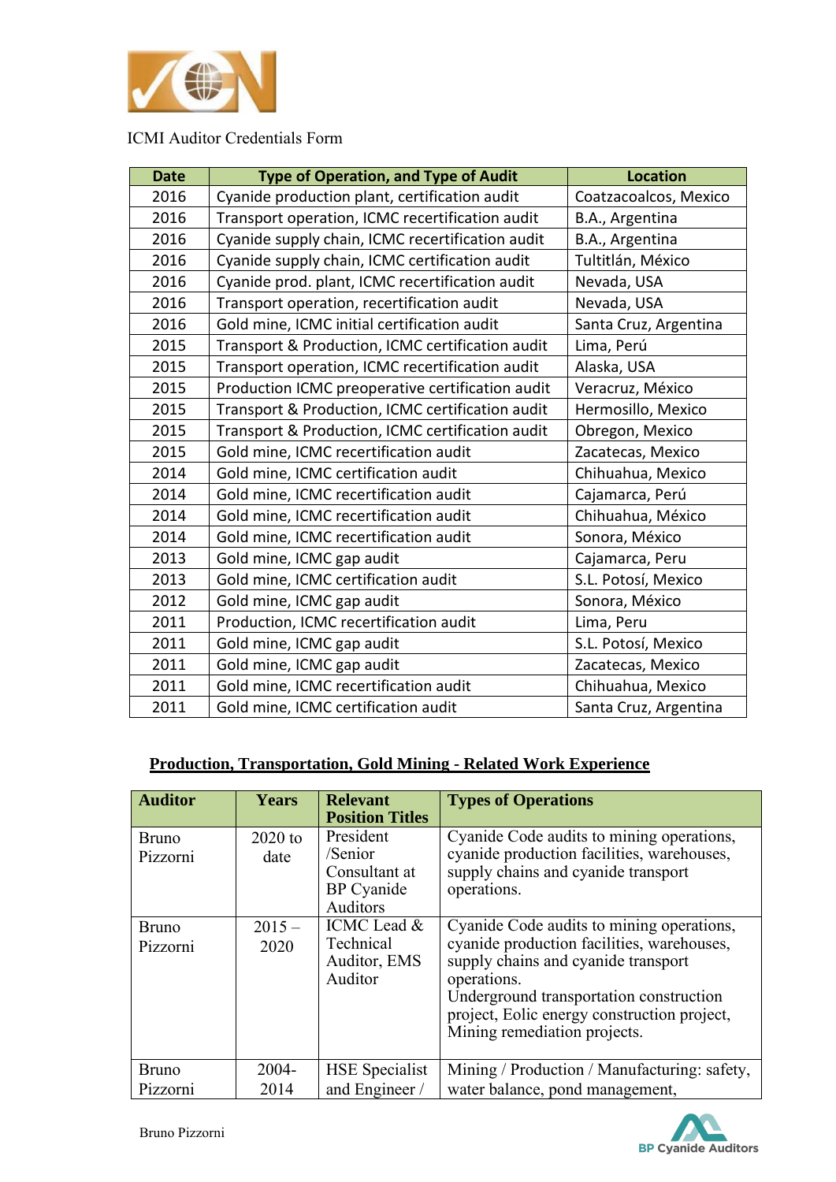ICMI Auditor Credentials Form

| Date | Type of Operation, and Type of Audit | Location |
|---|---|---|
| 2016 | Cyanide production plant, certification audit | Coatzacoalcos, Mexico |
| 2016 | Transport operation, ICMC recertification audit | B.A., Argentina |
| 2016 | Cyanide supply chain, ICMC recertification audit | B.A., Argentina |
| 2016 | Cyanide supply chain, ICMC certification audit | Tultitlán, México |
| 2016 | Cyanide prod. plant, ICMC recertification audit | Nevada, USA |
| 2016 | Transport operation, recertification audit | Nevada, USA |
| 2016 | Gold mine, ICMC initial certification audit | Santa Cruz, Argentina |
| 2015 | Transport & Production, ICMC certification audit | Lima, Perú |
| 2015 | Transport operation, ICMC recertification audit | Alaska, USA |
| 2015 | Production ICMC preoperative certification audit | Veracruz, México |
| 2015 | Transport & Production, ICMC certification audit | Hermosillo, Mexico |
| 2015 | Transport & Production, ICMC certification audit | Obregon, Mexico |
| 2015 | Gold mine, ICMC recertification audit | Zacatecas, Mexico |
| 2014 | Gold mine, ICMC certification audit | Chihuahua, Mexico |
| 2014 | Gold mine, ICMC recertification audit | Cajamarca, Perú |
| 2014 | Gold mine, ICMC recertification audit | Chihuahua, México |
| 2014 | Gold mine, ICMC recertification audit | Sonora, México |
| 2013 | Gold mine, ICMC gap audit | Cajamarca, Peru |
| 2013 | Gold mine, ICMC certification audit | S.L. Potosí, Mexico |
| 2012 | Gold mine, ICMC gap audit | Sonora, México |
| 2011 | Production, ICMC recertification audit | Lima, Peru |
| 2011 | Gold mine, ICMC gap audit | S.L. Potosí, Mexico |
| 2011 | Gold mine, ICMC gap audit | Zacatecas, Mexico |
| 2011 | Gold mine, ICMC recertification audit | Chihuahua, Mexico |
| 2011 | Gold mine, ICMC certification audit | Santa Cruz, Argentina |

## Production, Transportation, Gold Mining - Related Work Experience

| Auditor | Years | Relevant Position Titles | Types of Operations |
|---|---|---|---|
| Bruno Pizzorni | 2020 to date | President /Senior Consultant at BP Cyanide Auditors | Cyanide Code audits to mining operations, cyanide production facilities, warehouses, supply chains and cyanide transport operations. |
| Bruno Pizzorni | 2015 – 2020 | ICMC Lead & Technical Auditor, EMS Auditor | Cyanide Code audits to mining operations, cyanide production facilities, warehouses, supply chains and cyanide transport operations. Underground transportation construction project, Eolic energy construction project, Mining remediation projects. |
| Bruno Pizzorni | 2004-2014 | HSE Specialist and Engineer / | Mining / Production / Manufacturing: safety, water balance, pond management, |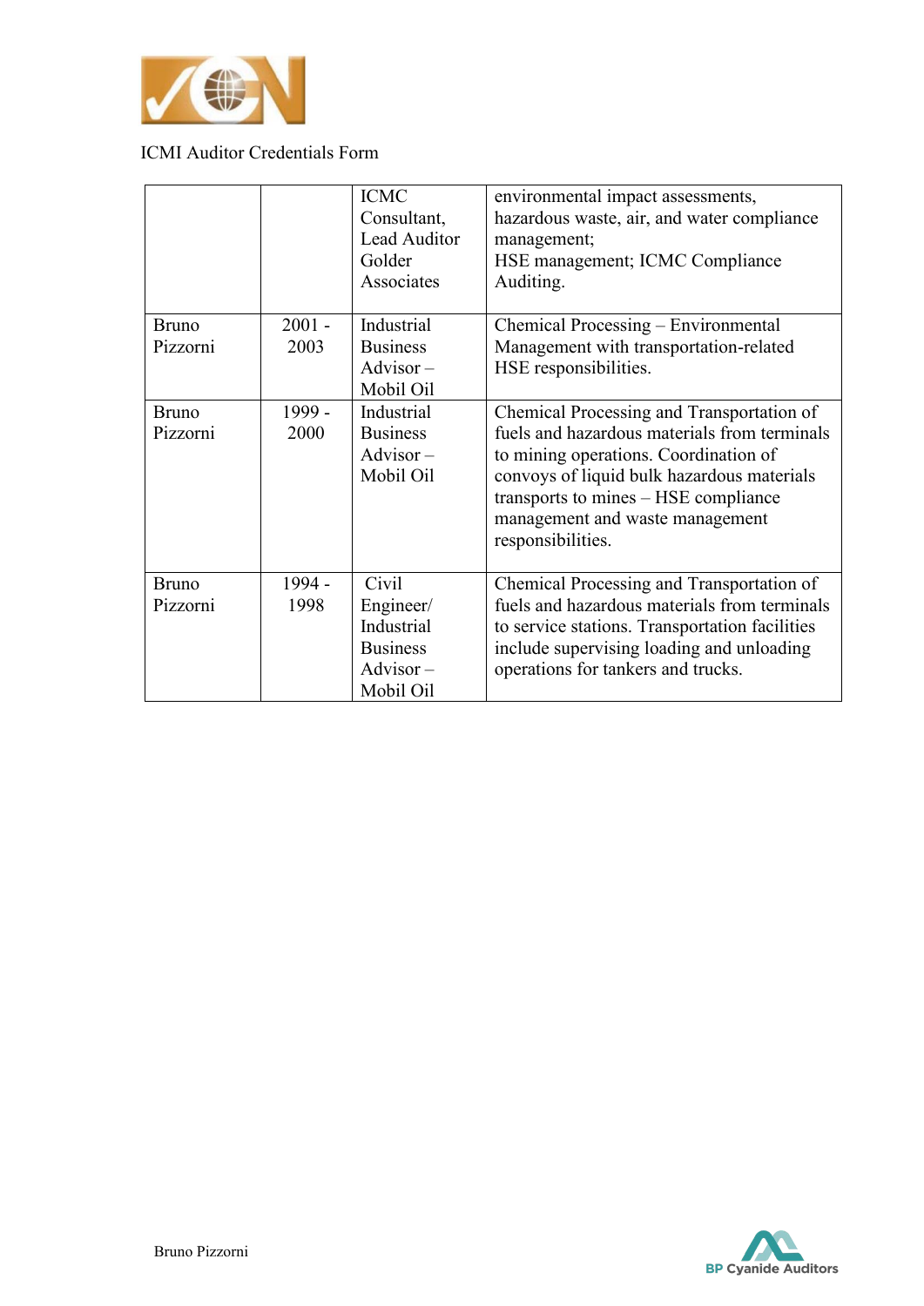ICMI Auditor Credentials Form

| | | | |
|---|---|---|---|
| | | ICMC Consultant, Lead Auditor Golder Associates | environmental impact assessments, hazardous waste, air, and water compliance management; HSE management; ICMC Compliance Auditing. |
| Bruno Pizzorni | 2001 - 2003 | Industrial Business Advisor – Mobil Oil | Chemical Processing – Environmental Management with transportation-related HSE responsibilities. |
| Bruno Pizzorni | 1999 - 2000 | Industrial Business Advisor – Mobil Oil | Chemical Processing and Transportation of fuels and hazardous materials from terminals to mining operations. Coordination of convoys of liquid bulk hazardous materials transports to mines – HSE compliance management and waste management responsibilities. |
| Bruno Pizzorni | 1994 - 1998 | Civil Engineer/ Industrial Business Advisor – Mobil Oil | Chemical Processing and Transportation of fuels and hazardous materials from terminals to service stations. Transportation facilities include supervising loading and unloading operations for tankers and trucks. |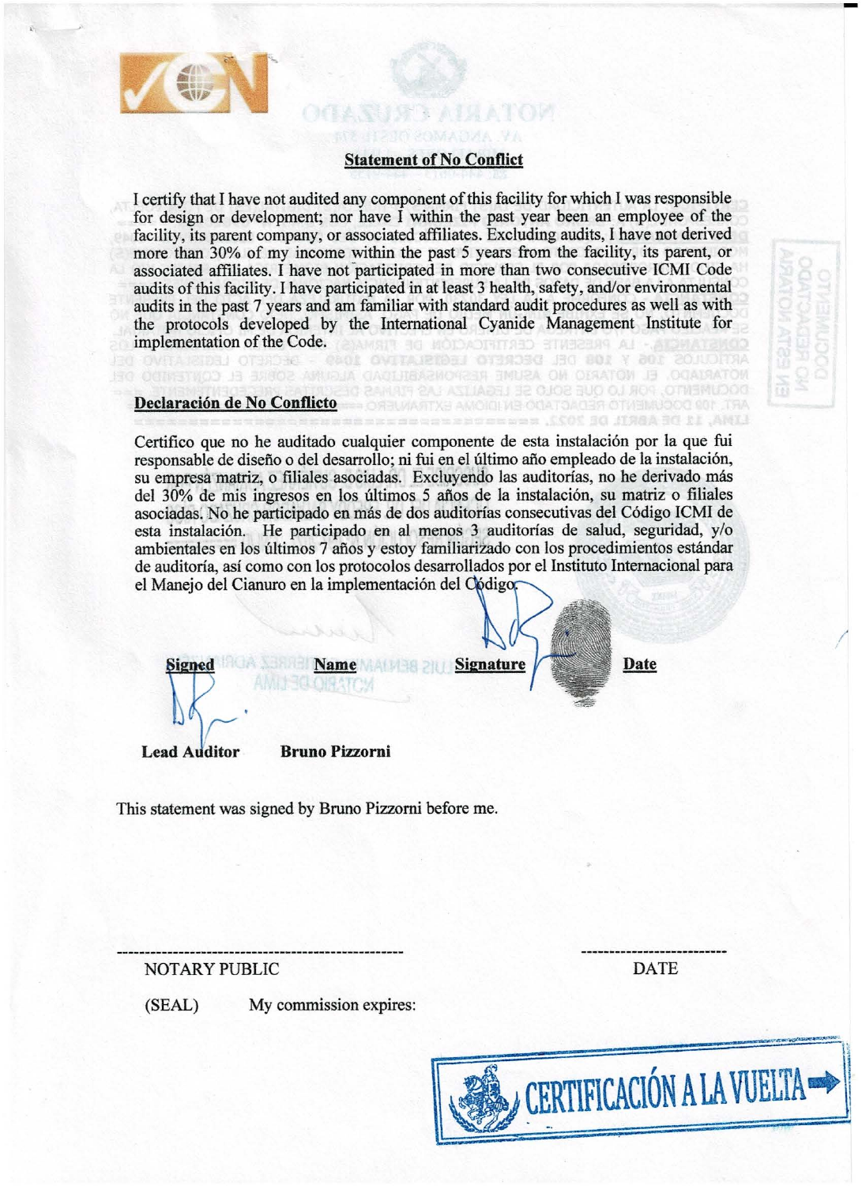## Statement of No Conflict

I certify that I have not audited any component of this facility for which I was responsible for design or development; nor have I within the past year been an employee of the facility, its parent company, or associated affiliates. Excluding audits, I have not derived more than 30% of my income within the past 5 years from the facility, its parent, or associated affiliates. I have not participated in more than two consecutive ICMI Code audits of this facility. I have participated in at least 3 health, safety, and/or environmental audits in the past 7 years and am familiar with standard audit procedures as well as with the protocols developed by the International Cyanide Management Institute for implementation of the Code.

## Declaración de No Conflicto

Certifico que no he auditado cualquier componente de esta instalación por la que fui responsable de diseño o del desarrollo; ni fui en el último año empleado de la instalación, su empresa matriz, o filiales asociadas. Excluyendo las auditorías, no he derivado más del 30% de mis ingresos en los últimos 5 años de la instalación, su matriz o filiales asociadas. No he participado en más de dos auditorías consecutivas del Código ICMI de esta instalación. He participado en al menos 3 auditorías de salud, seguridad, y/o ambientales en los últimos 7 años y estoy familiarizado con los procedimientos estándar de auditoría, así como con los protocolos desarrollados por el Instituto Internacional para el Manejo del Cianuro en la implementación del Código.

| Signed | Name | Signature | Date |
|---|---|---|---|
| Lead Auditor | Bruno Pizzorni | | |

This statement was signed by Bruno Pizzorni before me.

NOTARY PUBLIC

DATE

(SEAL) My commission expires:

CERTIFICACIÓN A LA VUELTA →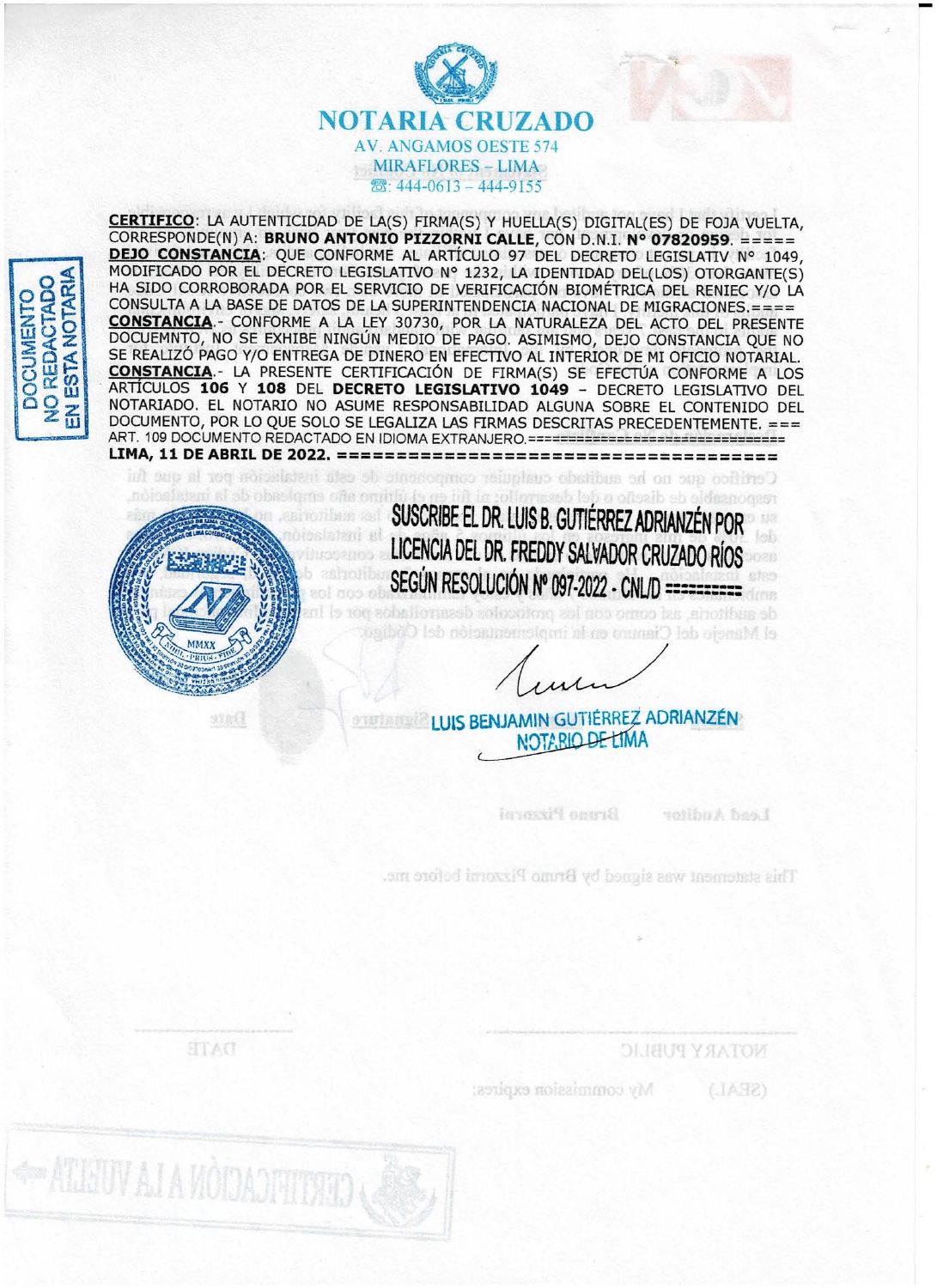# NOTARIA CRUZADO

AV. ANGAMOS OESTE 574
MIRAFLORES – LIMA
☎: 444-0613 – 444-9155

DOCUMENTO NO REDACTADO EN ESTA NOTARIA

**CERTIFICO**: LA AUTENTICIDAD DE LA(S) FIRMA(S) Y HUELLA(S) DIGITAL(ES) DE FOJA VUELTA, CORRESPONDE(N) A: **BRUNO ANTONIO PIZZORNI CALLE**, CON D.N.I. **N° 07820959**. ===== **DEJO CONSTANCIA**: QUE CONFORME AL ARTÍCULO 97 DEL DECRETO LEGISLATIV N° 1049, MODIFICADO POR EL DECRETO LEGISLATIVO N° 1232, LA IDENTIDAD DEL(LOS) OTORGANTE(S) HA SIDO CORROBORADA POR EL SERVICIO DE VERIFICACIÓN BIOMÉTRICA DEL RENIEC Y/O LA CONSULTA A LA BASE DE DATOS DE LA SUPERINTENDENCIA NACIONAL DE MIGRACIONES.==== **CONSTANCIA**.- CONFORME A LA LEY 30730, POR LA NATURALEZA DEL ACTO DEL PRESENTE DOCUEMNTO, NO SE EXHIBE NINGÚN MEDIO DE PAGO. ASIMISMO, DEJO CONSTANCIA QUE NO SE REALIZÓ PAGO Y/O ENTREGA DE DINERO EN EFECTIVO AL INTERIOR DE MI OFICIO NOTARIAL. **CONSTANCIA**.- LA PRESENTE CERTIFICACIÓN DE FIRMA(S) SE EFECTÚA CONFORME A LOS ARTÍCULOS **106** Y **108** DEL **DECRETO LEGISLATIVO 1049** – DECRETO LEGISLATIVO DEL NOTARIADO. EL NOTARIO NO ASUME RESPONSABILIDAD ALGUNA SOBRE EL CONTENIDO DEL DOCUMENTO, POR LO QUE SOLO SE LEGALIZA LAS FIRMAS DESCRITAS PRECEDENTEMENTE. === ART. 109 DOCUMENTO REDACTADO EN IDIOMA EXTRANJERO.=================================
**LIMA, 11 DE ABRIL DE 2022.** =====================================

**SUSCRIBE EL DR. LUIS B. GUTIÉRREZ ADRIANZÉN POR LICENCIA DEL DR. FREDDY SALVADOR CRUZADO RÍOS SEGÚN RESOLUCIÓN N° 097-2022 - CNL/D** =========

LUIS BENJAMIN GUTIÉRREZ ADRIANZÉN
NOTARIO DE LIMA

CERTIFICACIÓN A LA VUELTA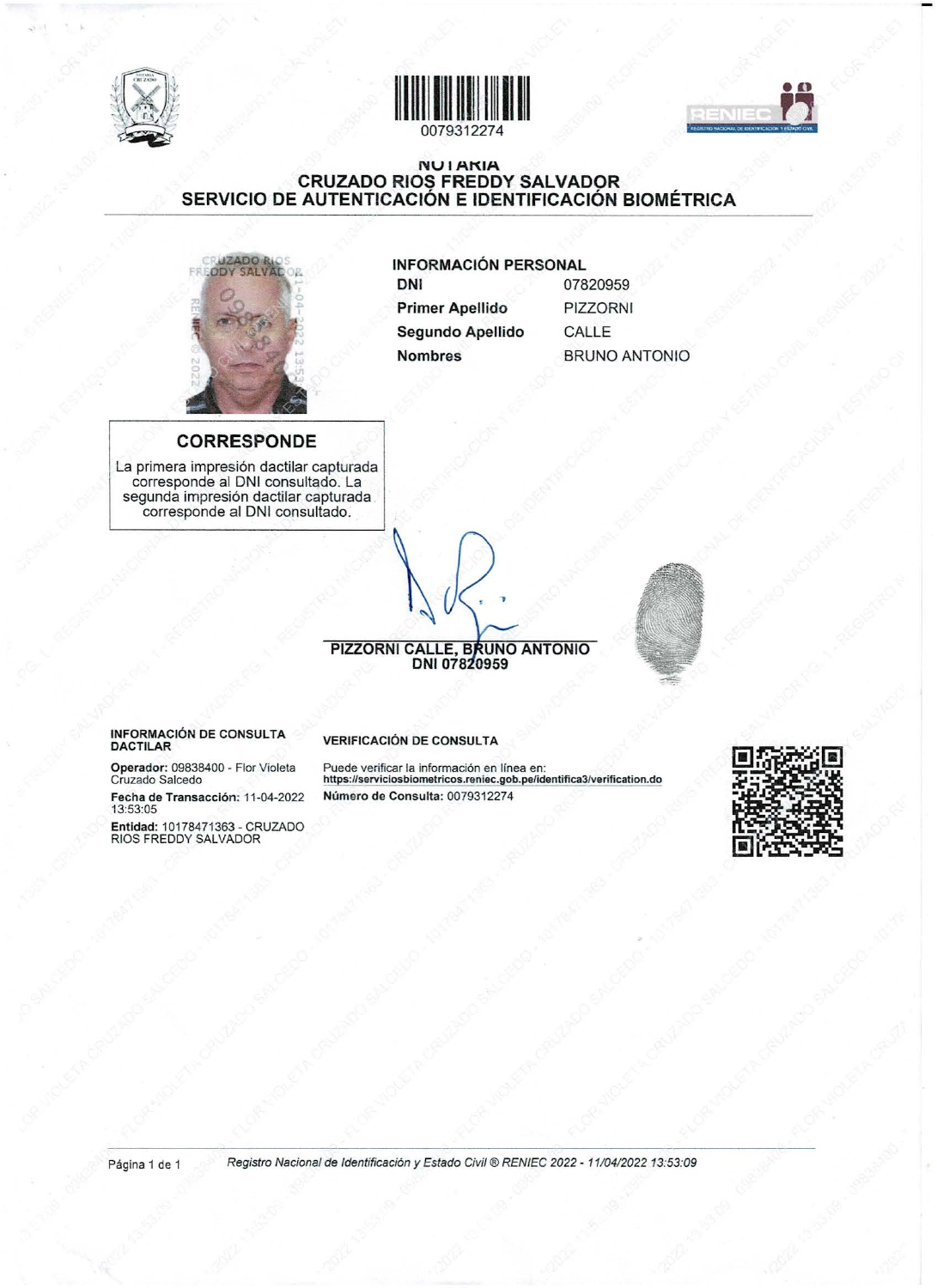0079312274

# NOTARIA
## CRUZADO RIOS FREDDY SALVADOR
## SERVICIO DE AUTENTICACIÓN E IDENTIFICACIÓN BIOMÉTRICA

**INFORMACIÓN PERSONAL**

| | |
|---|---|
| **DNI** | 07820959 |
| **Primer Apellido** | PIZZORNI |
| **Segundo Apellido** | CALLE |
| **Nombres** | BRUNO ANTONIO |

**CORRESPONDE**

La primera impresión dactilar capturada corresponde al DNI consultado. La segunda impresión dactilar capturada corresponde al DNI consultado.

**PIZZORNI CALLE, BRUNO ANTONIO**
**DNI 07820959**

**INFORMACIÓN DE CONSULTA DACTILAR**

**Operador:** 09838400 - Flor Violeta Cruzado Salcedo

**Fecha de Transacción:** 11-04-2022 13:53:05

**Entidad:** 10178471363 - CRUZADO RIOS FREDDY SALVADOR

**VERIFICACIÓN DE CONSULTA**

Puede verificar la información en línea en:
**https://serviciosbiometricos.reniec.gob.pe/identifica3/verification.do**

**Número de Consulta:** 0079312274

*Registro Nacional de Identificación y Estado Civil ® RENIEC 2022 - 11/04/2022 13:53:09*